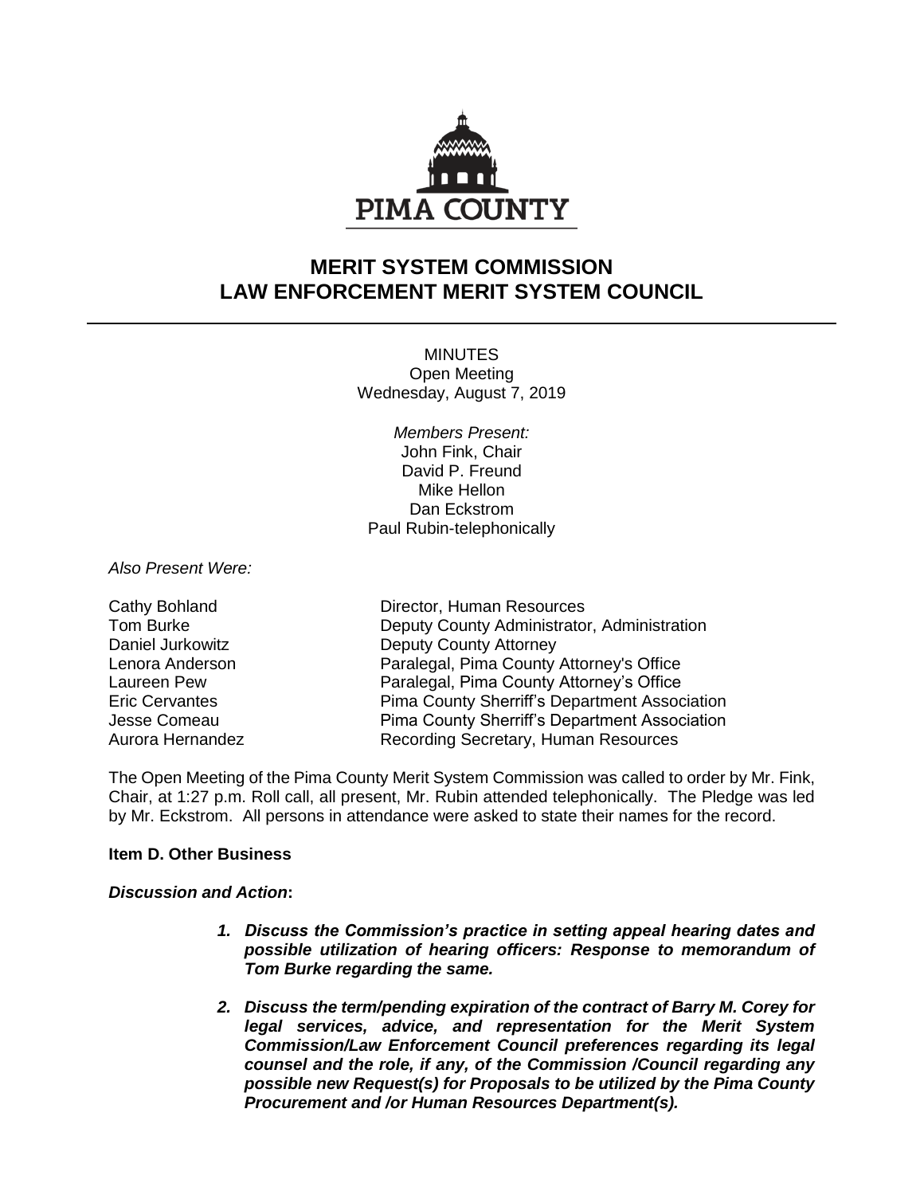PIMA COUNTY

# MERIT SYSTEM COMMISSION
# LAW ENFORCEMENT MERIT SYSTEM COUNCIL

MINUTES
Open Meeting
Wednesday, August 7, 2019

*Members Present:*
John Fink, Chair
David P. Freund
Mike Hellon
Dan Eckstrom
Paul Rubin-telephonically

*Also Present Were:*

| | |
|---|---|
| Cathy Bohland | Director, Human Resources |
| Tom Burke | Deputy County Administrator, Administration |
| Daniel Jurkowitz | Deputy County Attorney |
| Lenora Anderson | Paralegal, Pima County Attorney's Office |
| Laureen Pew | Paralegal, Pima County Attorney's Office |
| Eric Cervantes | Pima County Sherriff's Department Association |
| Jesse Comeau | Pima County Sherriff's Department Association |
| Aurora Hernandez | Recording Secretary, Human Resources |

The Open Meeting of the Pima County Merit System Commission was called to order by Mr. Fink, Chair, at 1:27 p.m. Roll call, all present, Mr. Rubin attended telephonically. The Pledge was led by Mr. Eckstrom. All persons in attendance were asked to state their names for the record.

**Item D. Other Business**

***Discussion and Action*:**

1. ***Discuss the Commission's practice in setting appeal hearing dates and possible utilization of hearing officers: Response to memorandum of Tom Burke regarding the same.***

2. ***Discuss the term/pending expiration of the contract of Barry M. Corey for legal services, advice, and representation for the Merit System Commission/Law Enforcement Council preferences regarding its legal counsel and the role, if any, of the Commission /Council regarding any possible new Request(s) for Proposals to be utilized by the Pima County Procurement and /or Human Resources Department(s).***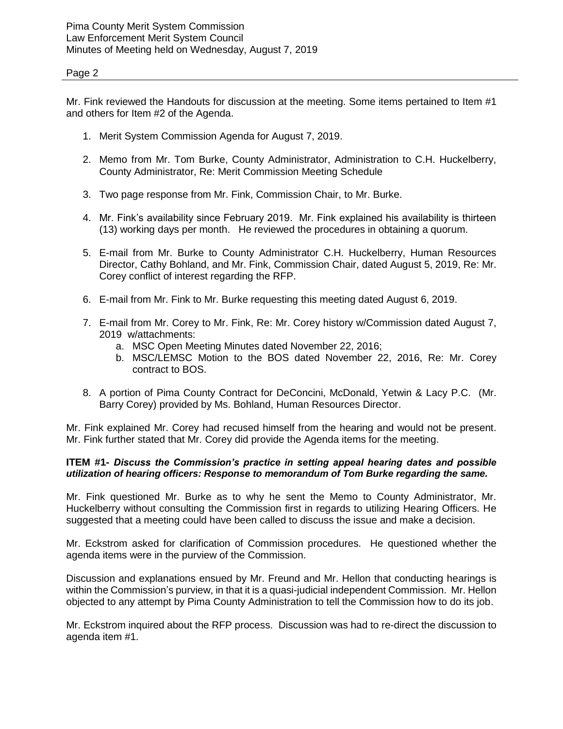Mr. Fink reviewed the Handouts for discussion at the meeting. Some items pertained to Item #1 and others for Item #2 of the Agenda.

1. Merit System Commission Agenda for August 7, 2019.

2. Memo from Mr. Tom Burke, County Administrator, Administration to C.H. Huckelberry, County Administrator, Re: Merit Commission Meeting Schedule

3. Two page response from Mr. Fink, Commission Chair, to Mr. Burke.

4. Mr. Fink's availability since February 2019. Mr. Fink explained his availability is thirteen (13) working days per month. He reviewed the procedures in obtaining a quorum.

5. E-mail from Mr. Burke to County Administrator C.H. Huckelberry, Human Resources Director, Cathy Bohland, and Mr. Fink, Commission Chair, dated August 5, 2019, Re: Mr. Corey conflict of interest regarding the RFP.

6. E-mail from Mr. Fink to Mr. Burke requesting this meeting dated August 6, 2019.

7. E-mail from Mr. Corey to Mr. Fink, Re: Mr. Corey history w/Commission dated August 7, 2019 w/attachments:
   a. MSC Open Meeting Minutes dated November 22, 2016;
   b. MSC/LEMSC Motion to the BOS dated November 22, 2016, Re: Mr. Corey contract to BOS.

8. A portion of Pima County Contract for DeConcini, McDonald, Yetwin & Lacy P.C. (Mr. Barry Corey) provided by Ms. Bohland, Human Resources Director.

Mr. Fink explained Mr. Corey had recused himself from the hearing and would not be present. Mr. Fink further stated that Mr. Corey did provide the Agenda items for the meeting.

**ITEM #1-** ***Discuss the Commission's practice in setting appeal hearing dates and possible utilization of hearing officers: Response to memorandum of Tom Burke regarding the same.***

Mr. Fink questioned Mr. Burke as to why he sent the Memo to County Administrator, Mr. Huckelberry without consulting the Commission first in regards to utilizing Hearing Officers. He suggested that a meeting could have been called to discuss the issue and make a decision.

Mr. Eckstrom asked for clarification of Commission procedures. He questioned whether the agenda items were in the purview of the Commission.

Discussion and explanations ensued by Mr. Freund and Mr. Hellon that conducting hearings is within the Commission's purview, in that it is a quasi-judicial independent Commission. Mr. Hellon objected to any attempt by Pima County Administration to tell the Commission how to do its job.

Mr. Eckstrom inquired about the RFP process. Discussion was had to re-direct the discussion to agenda item #1.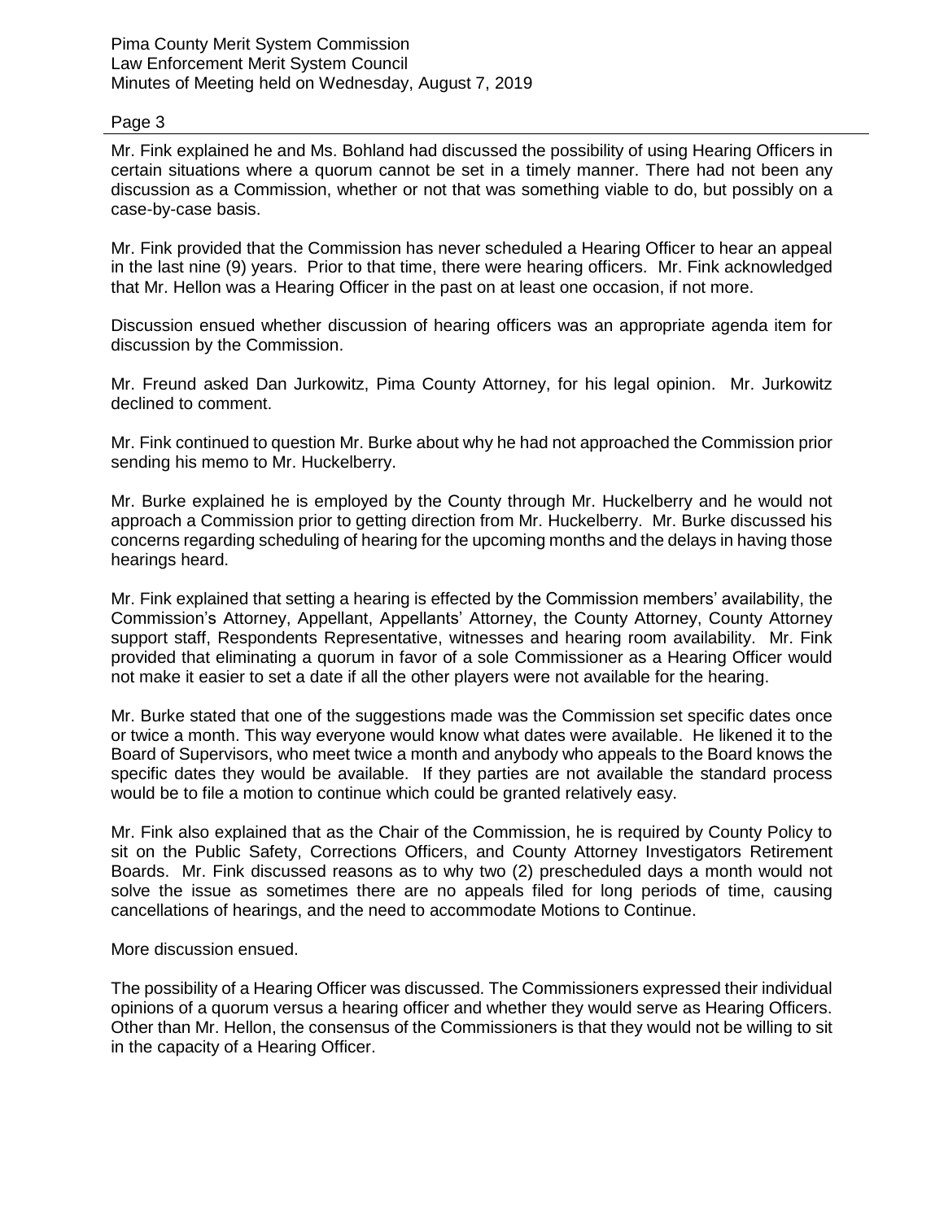Mr. Fink explained he and Ms. Bohland had discussed the possibility of using Hearing Officers in certain situations where a quorum cannot be set in a timely manner. There had not been any discussion as a Commission, whether or not that was something viable to do, but possibly on a case-by-case basis.

Mr. Fink provided that the Commission has never scheduled a Hearing Officer to hear an appeal in the last nine (9) years. Prior to that time, there were hearing officers. Mr. Fink acknowledged that Mr. Hellon was a Hearing Officer in the past on at least one occasion, if not more.

Discussion ensued whether discussion of hearing officers was an appropriate agenda item for discussion by the Commission.

Mr. Freund asked Dan Jurkowitz, Pima County Attorney, for his legal opinion. Mr. Jurkowitz declined to comment.

Mr. Fink continued to question Mr. Burke about why he had not approached the Commission prior sending his memo to Mr. Huckelberry.

Mr. Burke explained he is employed by the County through Mr. Huckelberry and he would not approach a Commission prior to getting direction from Mr. Huckelberry. Mr. Burke discussed his concerns regarding scheduling of hearing for the upcoming months and the delays in having those hearings heard.

Mr. Fink explained that setting a hearing is effected by the Commission members' availability, the Commission's Attorney, Appellant, Appellants' Attorney, the County Attorney, County Attorney support staff, Respondents Representative, witnesses and hearing room availability. Mr. Fink provided that eliminating a quorum in favor of a sole Commissioner as a Hearing Officer would not make it easier to set a date if all the other players were not available for the hearing.

Mr. Burke stated that one of the suggestions made was the Commission set specific dates once or twice a month. This way everyone would know what dates were available. He likened it to the Board of Supervisors, who meet twice a month and anybody who appeals to the Board knows the specific dates they would be available. If they parties are not available the standard process would be to file a motion to continue which could be granted relatively easy.

Mr. Fink also explained that as the Chair of the Commission, he is required by County Policy to sit on the Public Safety, Corrections Officers, and County Attorney Investigators Retirement Boards. Mr. Fink discussed reasons as to why two (2) prescheduled days a month would not solve the issue as sometimes there are no appeals filed for long periods of time, causing cancellations of hearings, and the need to accommodate Motions to Continue.

More discussion ensued.

The possibility of a Hearing Officer was discussed. The Commissioners expressed their individual opinions of a quorum versus a hearing officer and whether they would serve as Hearing Officers. Other than Mr. Hellon, the consensus of the Commissioners is that they would not be willing to sit in the capacity of a Hearing Officer.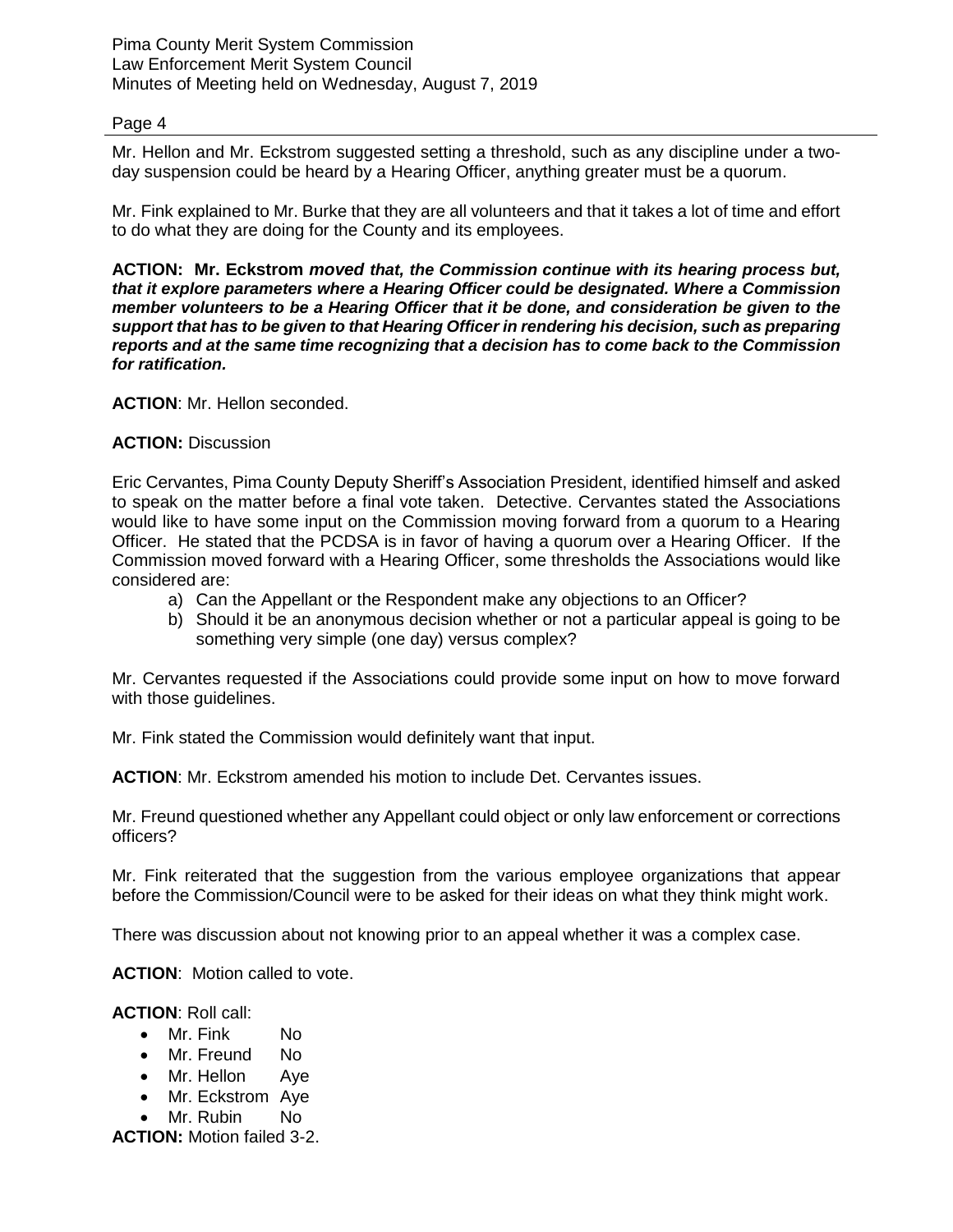Mr. Hellon and Mr. Eckstrom suggested setting a threshold, such as any discipline under a two-day suspension could be heard by a Hearing Officer, anything greater must be a quorum.

Mr. Fink explained to Mr. Burke that they are all volunteers and that it takes a lot of time and effort to do what they are doing for the County and its employees.

**ACTION: Mr. Eckstrom** ***moved that, the Commission continue with its hearing process but, that it explore parameters where a Hearing Officer could be designated. Where a Commission member volunteers to be a Hearing Officer that it be done, and consideration be given to the support that has to be given to that Hearing Officer in rendering his decision, such as preparing reports and at the same time recognizing that a decision has to come back to the Commission for ratification.***

**ACTION**: Mr. Hellon seconded.

**ACTION:** Discussion

Eric Cervantes, Pima County Deputy Sheriff's Association President, identified himself and asked to speak on the matter before a final vote taken. Detective. Cervantes stated the Associations would like to have some input on the Commission moving forward from a quorum to a Hearing Officer. He stated that the PCDSA is in favor of having a quorum over a Hearing Officer. If the Commission moved forward with a Hearing Officer, some thresholds the Associations would like considered are:

a) Can the Appellant or the Respondent make any objections to an Officer?
b) Should it be an anonymous decision whether or not a particular appeal is going to be something very simple (one day) versus complex?

Mr. Cervantes requested if the Associations could provide some input on how to move forward with those guidelines.

Mr. Fink stated the Commission would definitely want that input.

**ACTION**: Mr. Eckstrom amended his motion to include Det. Cervantes issues.

Mr. Freund questioned whether any Appellant could object or only law enforcement or corrections officers?

Mr. Fink reiterated that the suggestion from the various employee organizations that appear before the Commission/Council were to be asked for their ideas on what they think might work.

There was discussion about not knowing prior to an appeal whether it was a complex case.

**ACTION**: Motion called to vote.

**ACTION**: Roll call:

- Mr. Fink No
- Mr. Freund No
- Mr. Hellon Aye
- Mr. Eckstrom Aye
- Mr. Rubin No

**ACTION:** Motion failed 3-2.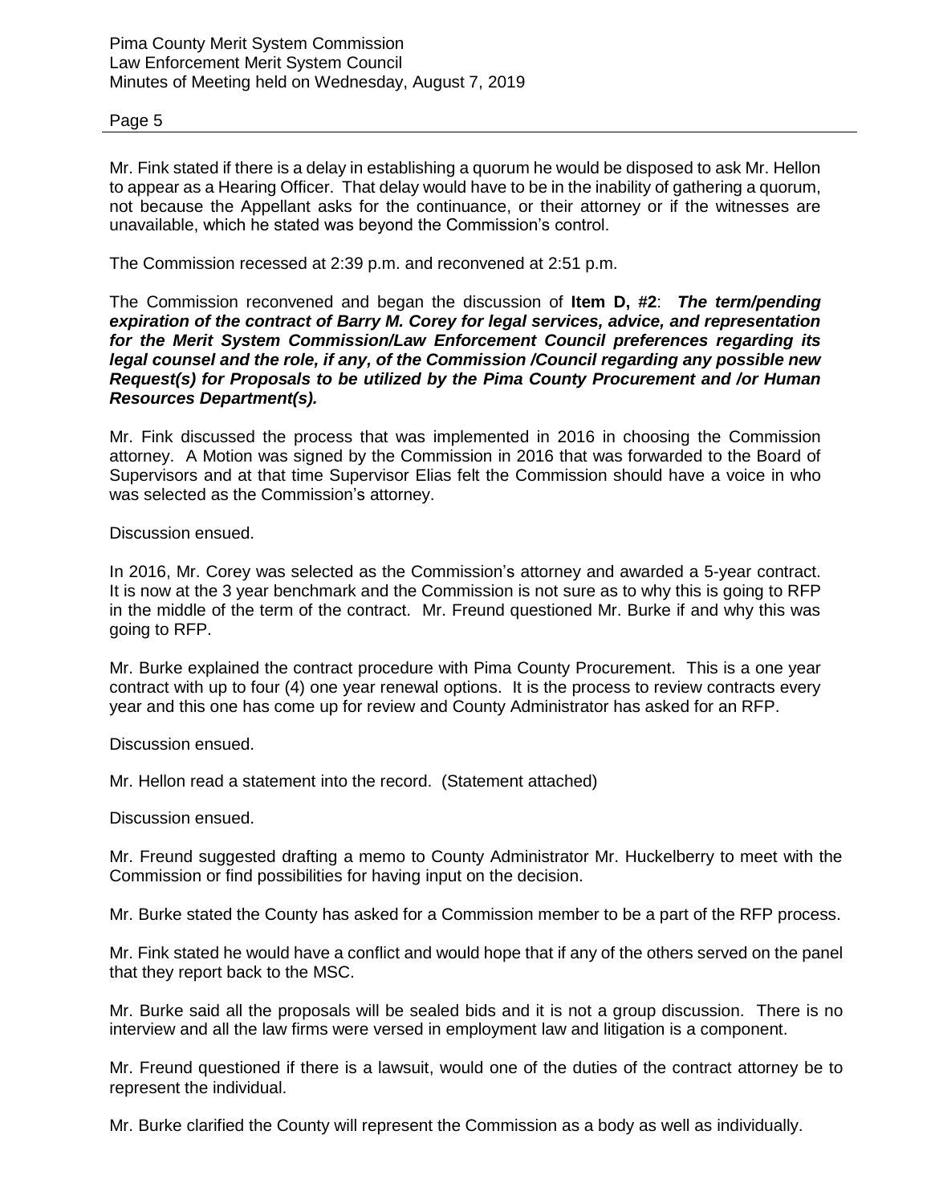Mr. Fink stated if there is a delay in establishing a quorum he would be disposed to ask Mr. Hellon to appear as a Hearing Officer. That delay would have to be in the inability of gathering a quorum, not because the Appellant asks for the continuance, or their attorney or if the witnesses are unavailable, which he stated was beyond the Commission's control.

The Commission recessed at 2:39 p.m. and reconvened at 2:51 p.m.

The Commission reconvened and began the discussion of **Item D, #2**: ***The term/pending expiration of the contract of Barry M. Corey for legal services, advice, and representation for the Merit System Commission/Law Enforcement Council preferences regarding its legal counsel and the role, if any, of the Commission /Council regarding any possible new Request(s) for Proposals to be utilized by the Pima County Procurement and /or Human Resources Department(s).***

Mr. Fink discussed the process that was implemented in 2016 in choosing the Commission attorney. A Motion was signed by the Commission in 2016 that was forwarded to the Board of Supervisors and at that time Supervisor Elias felt the Commission should have a voice in who was selected as the Commission's attorney.

Discussion ensued.

In 2016, Mr. Corey was selected as the Commission's attorney and awarded a 5-year contract. It is now at the 3 year benchmark and the Commission is not sure as to why this is going to RFP in the middle of the term of the contract. Mr. Freund questioned Mr. Burke if and why this was going to RFP.

Mr. Burke explained the contract procedure with Pima County Procurement. This is a one year contract with up to four (4) one year renewal options. It is the process to review contracts every year and this one has come up for review and County Administrator has asked for an RFP.

Discussion ensued.

Mr. Hellon read a statement into the record. (Statement attached)

Discussion ensued.

Mr. Freund suggested drafting a memo to County Administrator Mr. Huckelberry to meet with the Commission or find possibilities for having input on the decision.

Mr. Burke stated the County has asked for a Commission member to be a part of the RFP process.

Mr. Fink stated he would have a conflict and would hope that if any of the others served on the panel that they report back to the MSC.

Mr. Burke said all the proposals will be sealed bids and it is not a group discussion. There is no interview and all the law firms were versed in employment law and litigation is a component.

Mr. Freund questioned if there is a lawsuit, would one of the duties of the contract attorney be to represent the individual.

Mr. Burke clarified the County will represent the Commission as a body as well as individually.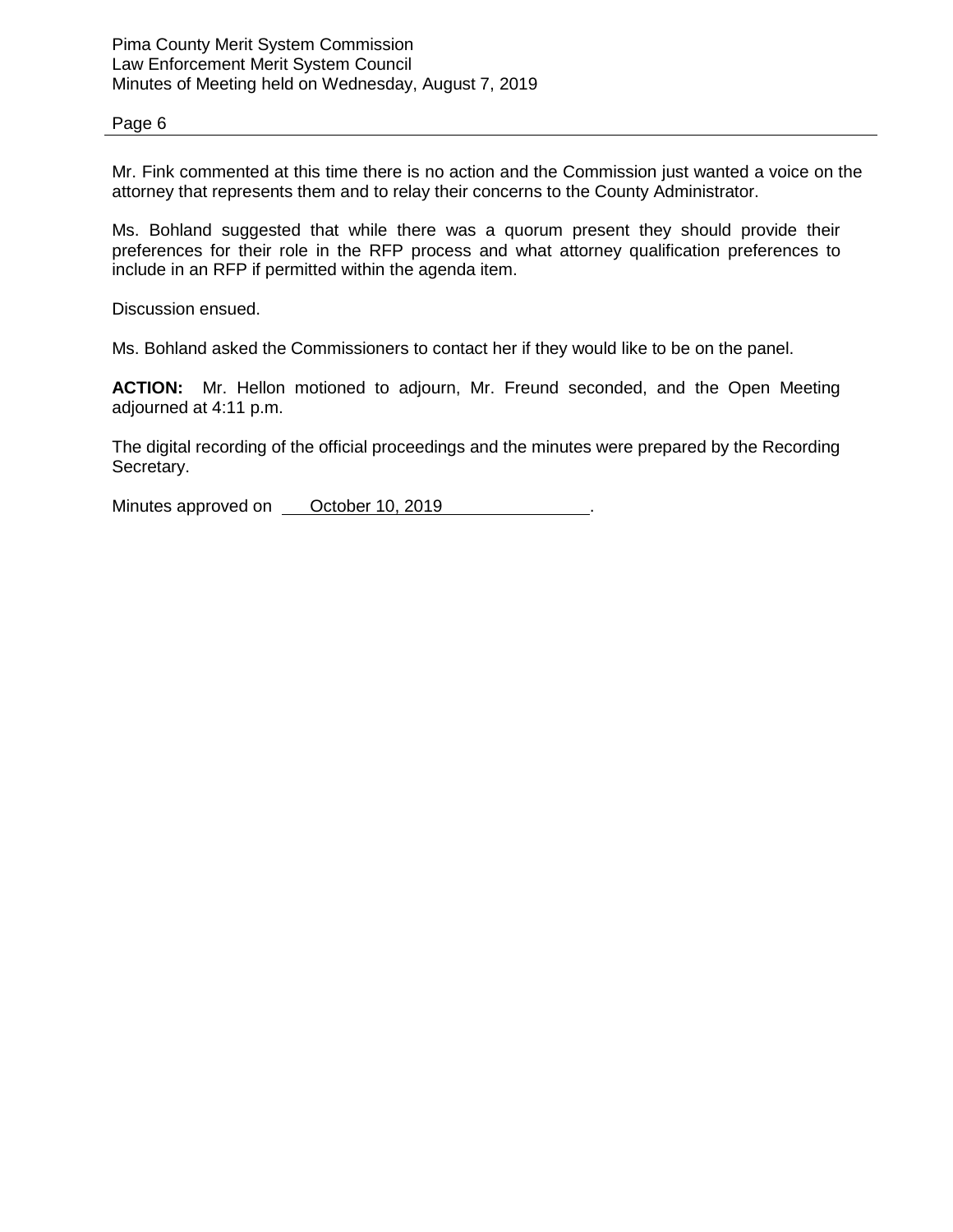Mr. Fink commented at this time there is no action and the Commission just wanted a voice on the attorney that represents them and to relay their concerns to the County Administrator.

Ms. Bohland suggested that while there was a quorum present they should provide their preferences for their role in the RFP process and what attorney qualification preferences to include in an RFP if permitted within the agenda item.

Discussion ensued.

Ms. Bohland asked the Commissioners to contact her if they would like to be on the panel.

**ACTION:** Mr. Hellon motioned to adjourn, Mr. Freund seconded, and the Open Meeting adjourned at 4:11 p.m.

The digital recording of the official proceedings and the minutes were prepared by the Recording Secretary.

Minutes approved on October 10, 2019.